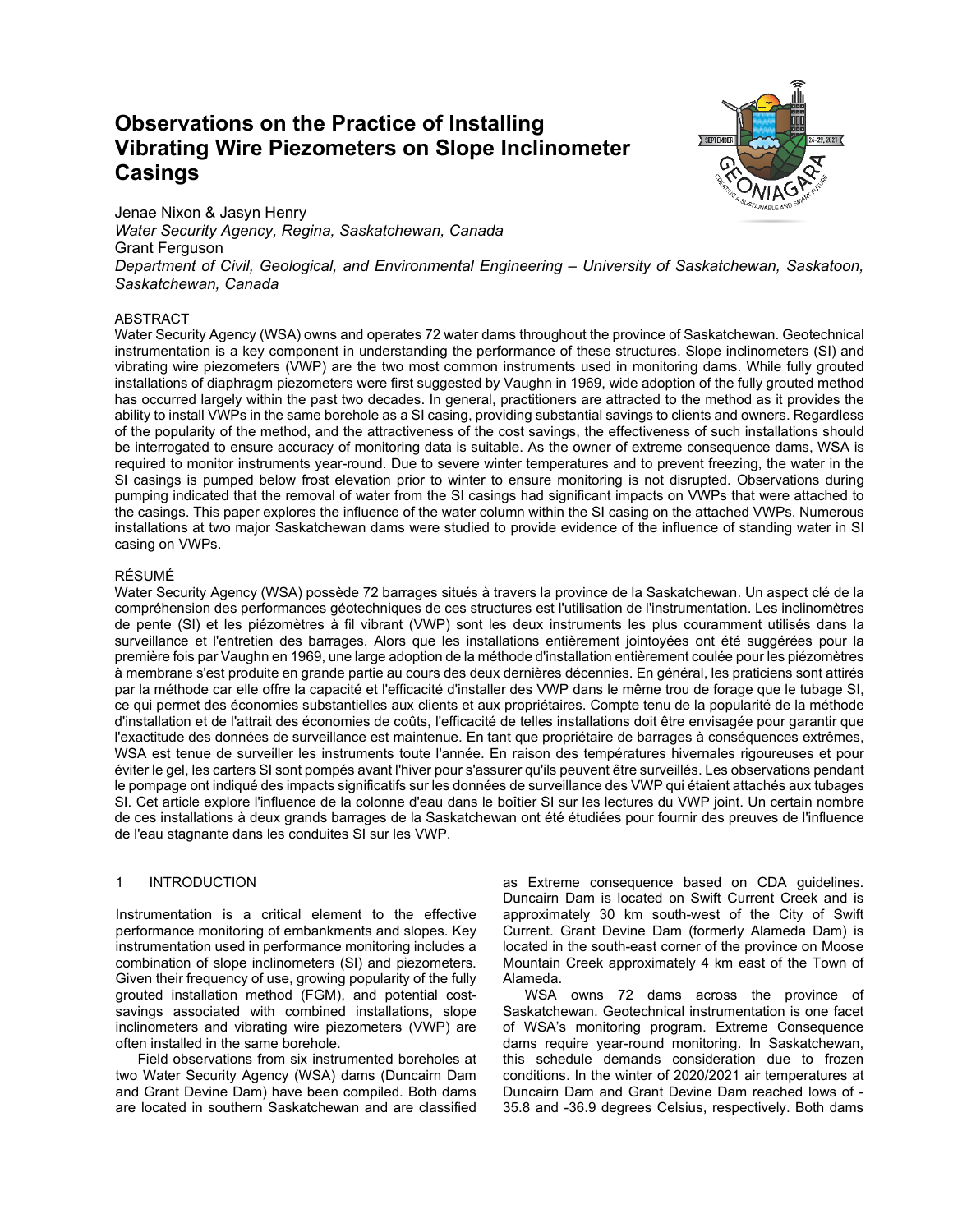# Observations on the Practice of Installing Vibrating Wire Piezometers on Slope Inclinometer Casings

Jenae Nixon & Jasyn Henry
*Water Security Agency, Regina, Saskatchewan, Canada*
Grant Ferguson
*Department of Civil, Geological, and Environmental Engineering – University of Saskatchewan, Saskatoon, Saskatchewan, Canada*

## ABSTRACT

Water Security Agency (WSA) owns and operates 72 water dams throughout the province of Saskatchewan. Geotechnical instrumentation is a key component in understanding the performance of these structures. Slope inclinometers (SI) and vibrating wire piezometers (VWP) are the two most common instruments used in monitoring dams. While fully grouted installations of diaphragm piezometers were first suggested by Vaughn in 1969, wide adoption of the fully grouted method has occurred largely within the past two decades. In general, practitioners are attracted to the method as it provides the ability to install VWPs in the same borehole as a SI casing, providing substantial savings to clients and owners. Regardless of the popularity of the method, and the attractiveness of the cost savings, the effectiveness of such installations should be interrogated to ensure accuracy of monitoring data is suitable. As the owner of extreme consequence dams, WSA is required to monitor instruments year-round. Due to severe winter temperatures and to prevent freezing, the water in the SI casings is pumped below frost elevation prior to winter to ensure monitoring is not disrupted. Observations during pumping indicated that the removal of water from the SI casings had significant impacts on VWPs that were attached to the casings. This paper explores the influence of the water column within the SI casing on the attached VWPs. Numerous installations at two major Saskatchewan dams were studied to provide evidence of the influence of standing water in SI casing on VWPs.

## RÉSUMÉ

Water Security Agency (WSA) possède 72 barrages situés à travers la province de la Saskatchewan. Un aspect clé de la compréhension des performances géotechniques de ces structures est l'utilisation de l'instrumentation. Les inclinomètres de pente (SI) et les piézomètres à fil vibrant (VWP) sont les deux instruments les plus couramment utilisés dans la surveillance et l'entretien des barrages. Alors que les installations entièrement jointoyées ont été suggérées pour la première fois par Vaughn en 1969, une large adoption de la méthode d'installation entièrement coulée pour les piézomètres à membrane s'est produite en grande partie au cours des deux dernières décennies. En général, les praticiens sont attirés par la méthode car elle offre la capacité et l'efficacité d'installer des VWP dans le même trou de forage que le tubage SI, ce qui permet des économies substantielles aux clients et aux propriétaires. Compte tenu de la popularité de la méthode d'installation et de l'attrait des économies de coûts, l'efficacité de telles installations doit être envisagée pour garantir que l'exactitude des données de surveillance est maintenue. En tant que propriétaire de barrages à conséquences extrêmes, WSA est tenue de surveiller les instruments toute l'année. En raison des températures hivernales rigoureuses et pour éviter le gel, les carters SI sont pompés avant l'hiver pour s'assurer qu'ils peuvent être surveillés. Les observations pendant le pompage ont indiqué des impacts significatifs sur les données de surveillance des VWP qui étaient attachés aux tubages SI. Cet article explore l'influence de la colonne d'eau dans le boîtier SI sur les lectures du VWP joint. Un certain nombre de ces installations à deux grands barrages de la Saskatchewan ont été étudiées pour fournir des preuves de l'influence de l'eau stagnante dans les conduites SI sur les VWP.

## 1 INTRODUCTION

Instrumentation is a critical element to the effective performance monitoring of embankments and slopes. Key instrumentation used in performance monitoring includes a combination of slope inclinometers (SI) and piezometers. Given their frequency of use, growing popularity of the fully grouted installation method (FGM), and potential cost-savings associated with combined installations, slope inclinometers and vibrating wire piezometers (VWP) are often installed in the same borehole.

Field observations from six instrumented boreholes at two Water Security Agency (WSA) dams (Duncairn Dam and Grant Devine Dam) have been compiled. Both dams are located in southern Saskatchewan and are classified as Extreme consequence based on CDA guidelines. Duncairn Dam is located on Swift Current Creek and is approximately 30 km south-west of the City of Swift Current. Grant Devine Dam (formerly Alameda Dam) is located in the south-east corner of the province on Moose Mountain Creek approximately 4 km east of the Town of Alameda.

WSA owns 72 dams across the province of Saskatchewan. Geotechnical instrumentation is one facet of WSA's monitoring program. Extreme Consequence dams require year-round monitoring. In Saskatchewan, this schedule demands consideration due to frozen conditions. In the winter of 2020/2021 air temperatures at Duncairn Dam and Grant Devine Dam reached lows of -35.8 and -36.9 degrees Celsius, respectively. Both dams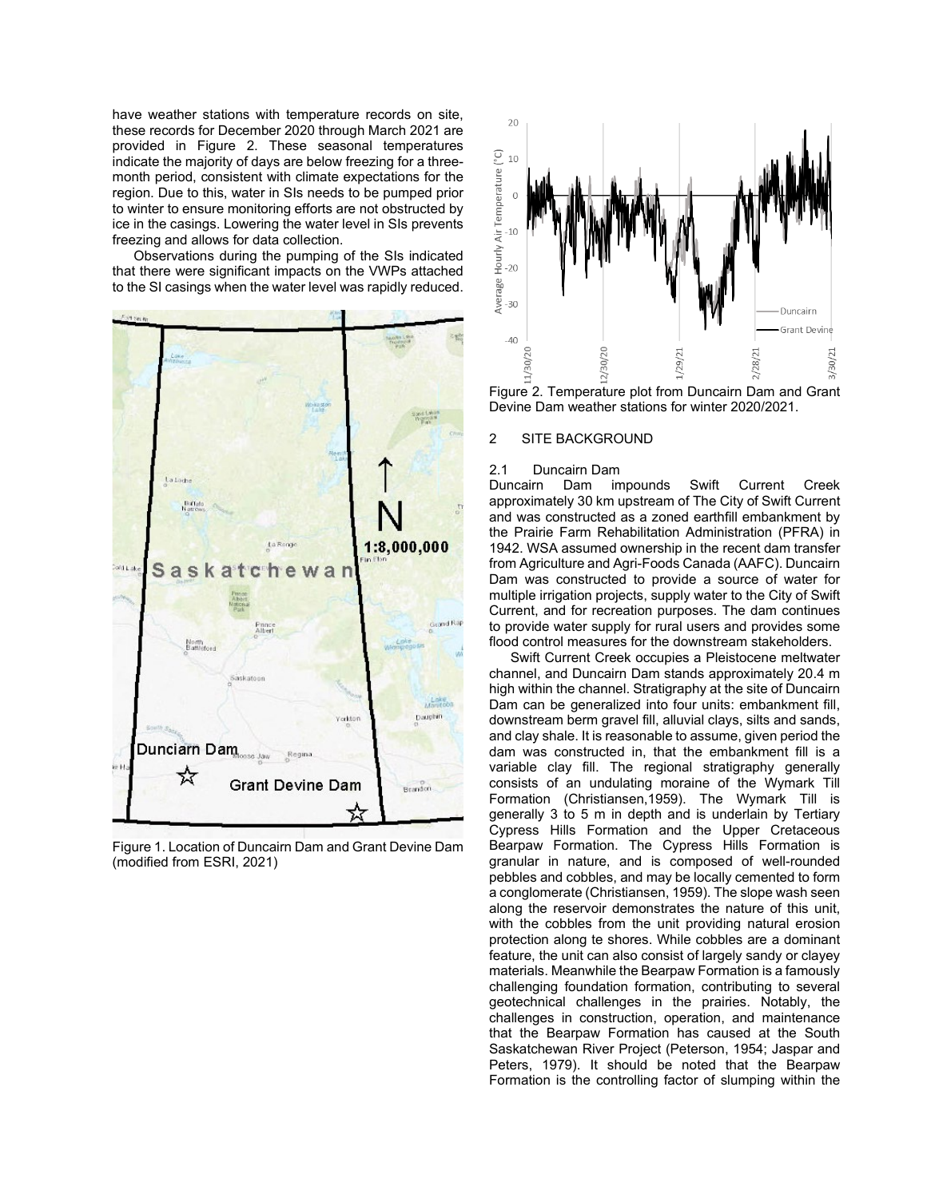have weather stations with temperature records on site, these records for December 2020 through March 2021 are provided in Figure 2. These seasonal temperatures indicate the majority of days are below freezing for a three-month period, consistent with climate expectations for the region. Due to this, water in SIs needs to be pumped prior to winter to ensure monitoring efforts are not obstructed by ice in the casings. Lowering the water level in SIs prevents freezing and allows for data collection.

Observations during the pumping of the SIs indicated that there were significant impacts on the VWPs attached to the SI casings when the water level was rapidly reduced.

Figure 1. Location of Duncairn Dam and Grant Devine Dam (modified from ESRI, 2021)

Figure 2. Temperature plot from Duncairn Dam and Grant Devine Dam weather stations for winter 2020/2021.

## 2 SITE BACKGROUND

### 2.1 Duncairn Dam

Duncairn Dam impounds Swift Current Creek approximately 30 km upstream of The City of Swift Current and was constructed as a zoned earthfill embankment by the Prairie Farm Rehabilitation Administration (PFRA) in 1942. WSA assumed ownership in the recent dam transfer from Agriculture and Agri-Foods Canada (AAFC). Duncairn Dam was constructed to provide a source of water for multiple irrigation projects, supply water to the City of Swift Current, and for recreation purposes. The dam continues to provide water supply for rural users and provides some flood control measures for the downstream stakeholders.

Swift Current Creek occupies a Pleistocene meltwater channel, and Duncairn Dam stands approximately 20.4 m high within the channel. Stratigraphy at the site of Duncairn Dam can be generalized into four units: embankment fill, downstream berm gravel fill, alluvial clays, silts and sands, and clay shale. It is reasonable to assume, given period the dam was constructed in, that the embankment fill is a variable clay fill. The regional stratigraphy generally consists of an undulating moraine of the Wymark Till Formation (Christiansen,1959). The Wymark Till is generally 3 to 5 m in depth and is underlain by Tertiary Cypress Hills Formation and the Upper Cretaceous Bearpaw Formation. The Cypress Hills Formation is granular in nature, and is composed of well-rounded pebbles and cobbles, and may be locally cemented to form a conglomerate (Christiansen, 1959). The slope wash seen along the reservoir demonstrates the nature of this unit, with the cobbles from the unit providing natural erosion protection along te shores. While cobbles are a dominant feature, the unit can also consist of largely sandy or clayey materials. Meanwhile the Bearpaw Formation is a famously challenging foundation formation, contributing to several geotechnical challenges in the prairies. Notably, the challenges in construction, operation, and maintenance that the Bearpaw Formation has caused at the South Saskatchewan River Project (Peterson, 1954; Jaspar and Peters, 1979). It should be noted that the Bearpaw Formation is the controlling factor of slumping within the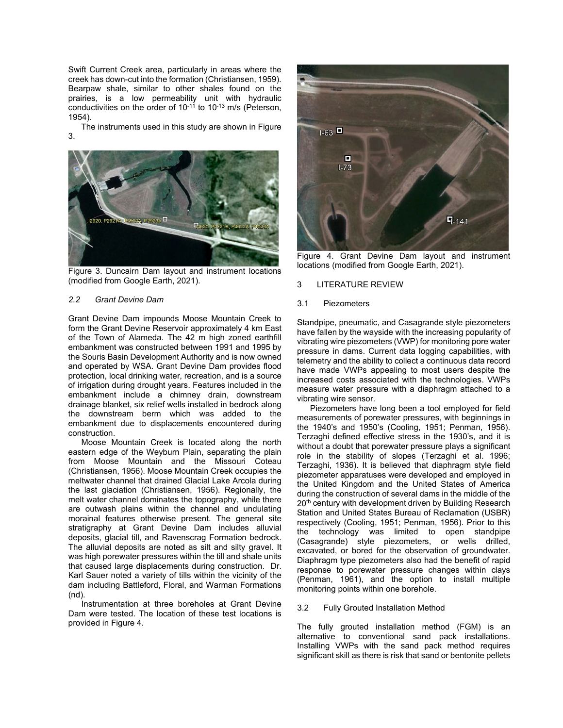Swift Current Creek area, particularly in areas where the creek has down-cut into the formation (Christiansen, 1959). Bearpaw shale, similar to other shales found on the prairies, is a low permeability unit with hydraulic conductivities on the order of $10^{-11}$ to $10^{-13}$ m/s (Peterson, 1954).

The instruments used in this study are shown in Figure 3.

Figure 3. Duncairn Dam layout and instrument locations (modified from Google Earth, 2021).

### 2.2 Grant Devine Dam

Grant Devine Dam impounds Moose Mountain Creek to form the Grant Devine Reservoir approximately 4 km East of the Town of Alameda. The 42 m high zoned earthfill embankment was constructed between 1991 and 1995 by the Souris Basin Development Authority and is now owned and operated by WSA. Grant Devine Dam provides flood protection, local drinking water, recreation, and is a source of irrigation during drought years. Features included in the embankment include a chimney drain, downstream drainage blanket, six relief wells installed in bedrock along the downstream berm which was added to the embankment due to displacements encountered during construction.

Moose Mountain Creek is located along the north eastern edge of the Weyburn Plain, separating the plain from Moose Mountain and the Missouri Coteau (Christiansen, 1956). Moose Mountain Creek occupies the meltwater channel that drained Glacial Lake Arcola during the last glaciation (Christiansen, 1956). Regionally, the melt water channel dominates the topography, while there are outwash plains within the channel and undulating morainal features otherwise present. The general site stratigraphy at Grant Devine Dam includes alluvial deposits, glacial till, and Ravenscrag Formation bedrock. The alluvial deposits are noted as silt and silty gravel. It was high porewater pressures within the till and shale units that caused large displacements during construction. Dr. Karl Sauer noted a variety of tills within the vicinity of the dam including Battleford, Floral, and Warman Formations (nd).

Instrumentation at three boreholes at Grant Devine Dam were tested. The location of these test locations is provided in Figure 4.

Figure 4. Grant Devine Dam layout and instrument locations (modified from Google Earth, 2021).

## 3 LITERATURE REVIEW

### 3.1 Piezometers

Standpipe, pneumatic, and Casagrande style piezometers have fallen by the wayside with the increasing popularity of vibrating wire piezometers (VWP) for monitoring pore water pressure in dams. Current data logging capabilities, with telemetry and the ability to collect a continuous data record have made VWPs appealing to most users despite the increased costs associated with the technologies. VWPs measure water pressure with a diaphragm attached to a vibrating wire sensor.

Piezometers have long been a tool employed for field measurements of porewater pressures, with beginnings in the 1940's and 1950's (Cooling, 1951; Penman, 1956). Terzaghi defined effective stress in the 1930's, and it is without a doubt that porewater pressure plays a significant role in the stability of slopes (Terzaghi et al. 1996; Terzaghi, 1936). It is believed that diaphragm style field piezometer apparatuses were developed and employed in the United Kingdom and the United States of America during the construction of several dams in the middle of the 20th century with development driven by Building Research Station and United States Bureau of Reclamation (USBR) respectively (Cooling, 1951; Penman, 1956). Prior to this the technology was limited to open standpipe (Casagrande) style piezometers, or wells drilled, excavated, or bored for the observation of groundwater. Diaphragm type piezometers also had the benefit of rapid response to porewater pressure changes within clays (Penman, 1961), and the option to install multiple monitoring points within one borehole.

### 3.2 Fully Grouted Installation Method

The fully grouted installation method (FGM) is an alternative to conventional sand pack installations. Installing VWPs with the sand pack method requires significant skill as there is risk that sand or bentonite pellets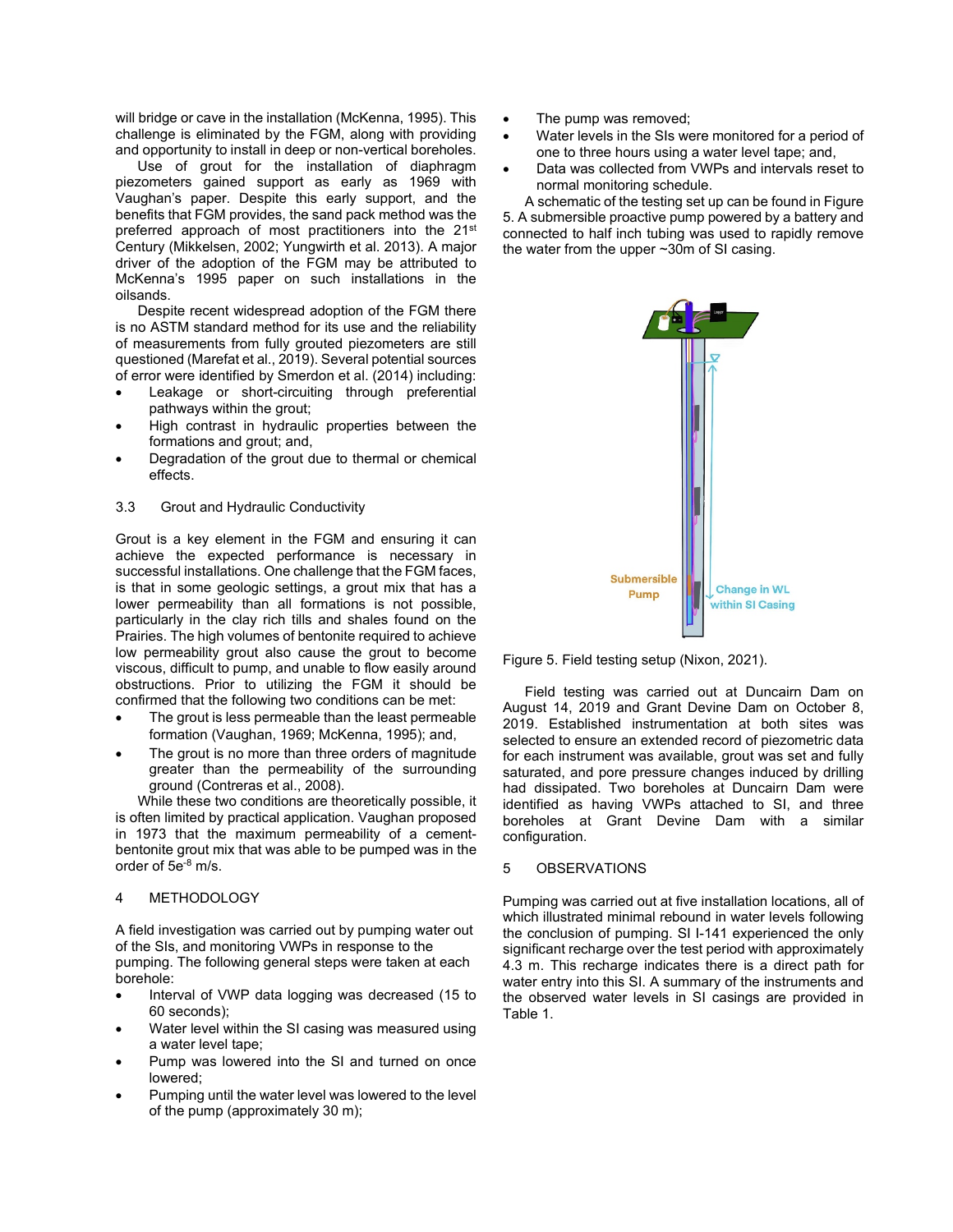will bridge or cave in the installation (McKenna, 1995). This challenge is eliminated by the FGM, along with providing and opportunity to install in deep or non-vertical boreholes.

Use of grout for the installation of diaphragm piezometers gained support as early as 1969 with Vaughan's paper. Despite this early support, and the benefits that FGM provides, the sand pack method was the preferred approach of most practitioners into the 21st Century (Mikkelsen, 2002; Yungwirth et al. 2013). A major driver of the adoption of the FGM may be attributed to McKenna's 1995 paper on such installations in the oilsands.

Despite recent widespread adoption of the FGM there is no ASTM standard method for its use and the reliability of measurements from fully grouted piezometers are still questioned (Marefat et al., 2019). Several potential sources of error were identified by Smerdon et al. (2014) including:

- Leakage or short-circuiting through preferential pathways within the grout;
- High contrast in hydraulic properties between the formations and grout; and,
- Degradation of the grout due to thermal or chemical effects.

### 3.3 Grout and Hydraulic Conductivity

Grout is a key element in the FGM and ensuring it can achieve the expected performance is necessary in successful installations. One challenge that the FGM faces, is that in some geologic settings, a grout mix that has a lower permeability than all formations is not possible, particularly in the clay rich tills and shales found on the Prairies. The high volumes of bentonite required to achieve low permeability grout also cause the grout to become viscous, difficult to pump, and unable to flow easily around obstructions. Prior to utilizing the FGM it should be confirmed that the following two conditions can be met:

- The grout is less permeable than the least permeable formation (Vaughan, 1969; McKenna, 1995); and,
- The grout is no more than three orders of magnitude greater than the permeability of the surrounding ground (Contreras et al., 2008).

While these two conditions are theoretically possible, it is often limited by practical application. Vaughan proposed in 1973 that the maximum permeability of a cement-bentonite grout mix that was able to be pumped was in the order of $5e^{-8}$ m/s.

## 4 METHODOLOGY

A field investigation was carried out by pumping water out of the SIs, and monitoring VWPs in response to the pumping. The following general steps were taken at each borehole:

- Interval of VWP data logging was decreased (15 to 60 seconds);
- Water level within the SI casing was measured using a water level tape;
- Pump was lowered into the SI and turned on once lowered;
- Pumping until the water level was lowered to the level of the pump (approximately 30 m);
- The pump was removed;
- Water levels in the SIs were monitored for a period of one to three hours using a water level tape; and,
- Data was collected from VWPs and intervals reset to normal monitoring schedule.

A schematic of the testing set up can be found in Figure 5. A submersible proactive pump powered by a battery and connected to half inch tubing was used to rapidly remove the water from the upper ~30m of SI casing.

Figure 5. Field testing setup (Nixon, 2021).

Field testing was carried out at Duncairn Dam on August 14, 2019 and Grant Devine Dam on October 8, 2019. Established instrumentation at both sites was selected to ensure an extended record of piezometric data for each instrument was available, grout was set and fully saturated, and pore pressure changes induced by drilling had dissipated. Two boreholes at Duncairn Dam were identified as having VWPs attached to SI, and three boreholes at Grant Devine Dam with a similar configuration.

## 5 OBSERVATIONS

Pumping was carried out at five installation locations, all of which illustrated minimal rebound in water levels following the conclusion of pumping. SI I-141 experienced the only significant recharge over the test period with approximately 4.3 m. This recharge indicates there is a direct path for water entry into this SI. A summary of the instruments and the observed water levels in SI casings are provided in Table 1.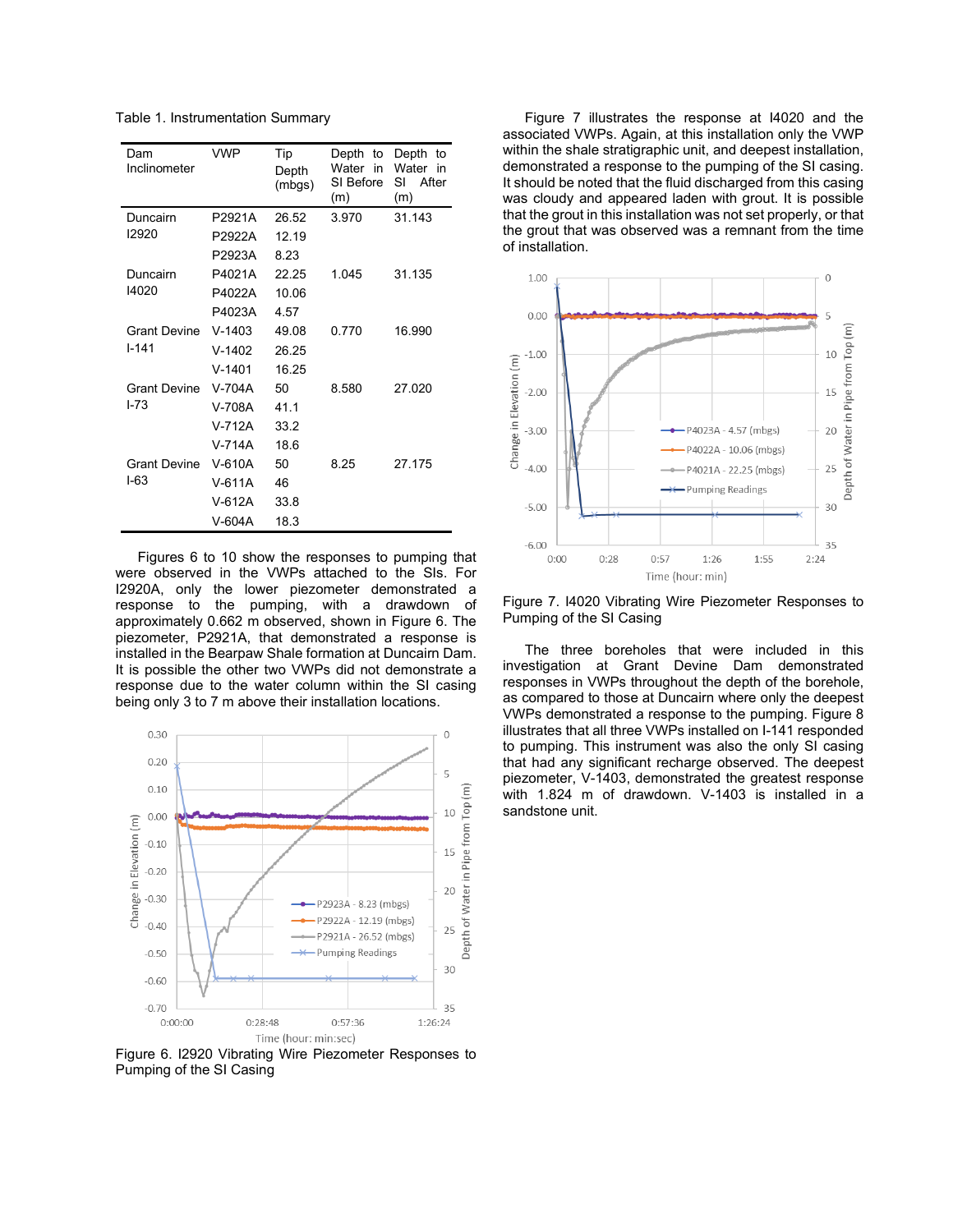Table 1. Instrumentation Summary

| Dam Inclinometer | VWP | Tip Depth (mbgs) | Depth to Water in SI Before (m) | Depth to Water in SI After (m) |
|---|---|---|---|---|
| Duncairn I2920 | P2921A | 26.52 | 3.970 | 31.143 |
| | P2922A | 12.19 | | |
| | P2923A | 8.23 | | |
| Duncairn I4020 | P4021A | 22.25 | 1.045 | 31.135 |
| | P4022A | 10.06 | | |
| | P4023A | 4.57 | | |
| Grant Devine I-141 | V-1403 | 49.08 | 0.770 | 16.990 |
| | V-1402 | 26.25 | | |
| | V-1401 | 16.25 | | |
| Grant Devine I-73 | V-704A | 50 | 8.580 | 27.020 |
| | V-708A | 41.1 | | |
| | V-712A | 33.2 | | |
| | V-714A | 18.6 | | |
| Grant Devine I-63 | V-610A | 50 | 8.25 | 27.175 |
| | V-611A | 46 | | |
| | V-612A | 33.8 | | |
| | V-604A | 18.3 | | |

Figures 6 to 10 show the responses to pumping that were observed in the VWPs attached to the SIs. For I2920A, only the lower piezometer demonstrated a response to the pumping, with a drawdown of approximately 0.662 m observed, shown in Figure 6. The piezometer, P2921A, that demonstrated a response is installed in the Bearpaw Shale formation at Duncairn Dam. It is possible the other two VWPs did not demonstrate a response due to the water column within the SI casing being only 3 to 7 m above their installation locations.

Figure 6. I2920 Vibrating Wire Piezometer Responses to Pumping of the SI Casing

Figure 7 illustrates the response at I4020 and the associated VWPs. Again, at this installation only the VWP within the shale stratigraphic unit, and deepest installation, demonstrated a response to the pumping of the SI casing. It should be noted that the fluid discharged from this casing was cloudy and appeared laden with grout. It is possible that the grout in this installation was not set properly, or that the grout that was observed was a remnant from the time of installation.

Figure 7. I4020 Vibrating Wire Piezometer Responses to Pumping of the SI Casing

The three boreholes that were included in this investigation at Grant Devine Dam demonstrated responses in VWPs throughout the depth of the borehole, as compared to those at Duncairn where only the deepest VWPs demonstrated a response to the pumping. Figure 8 illustrates that all three VWPs installed on I-141 responded to pumping. This instrument was also the only SI casing that had any significant recharge observed. The deepest piezometer, V-1403, demonstrated the greatest response with 1.824 m of drawdown. V-1403 is installed in a sandstone unit.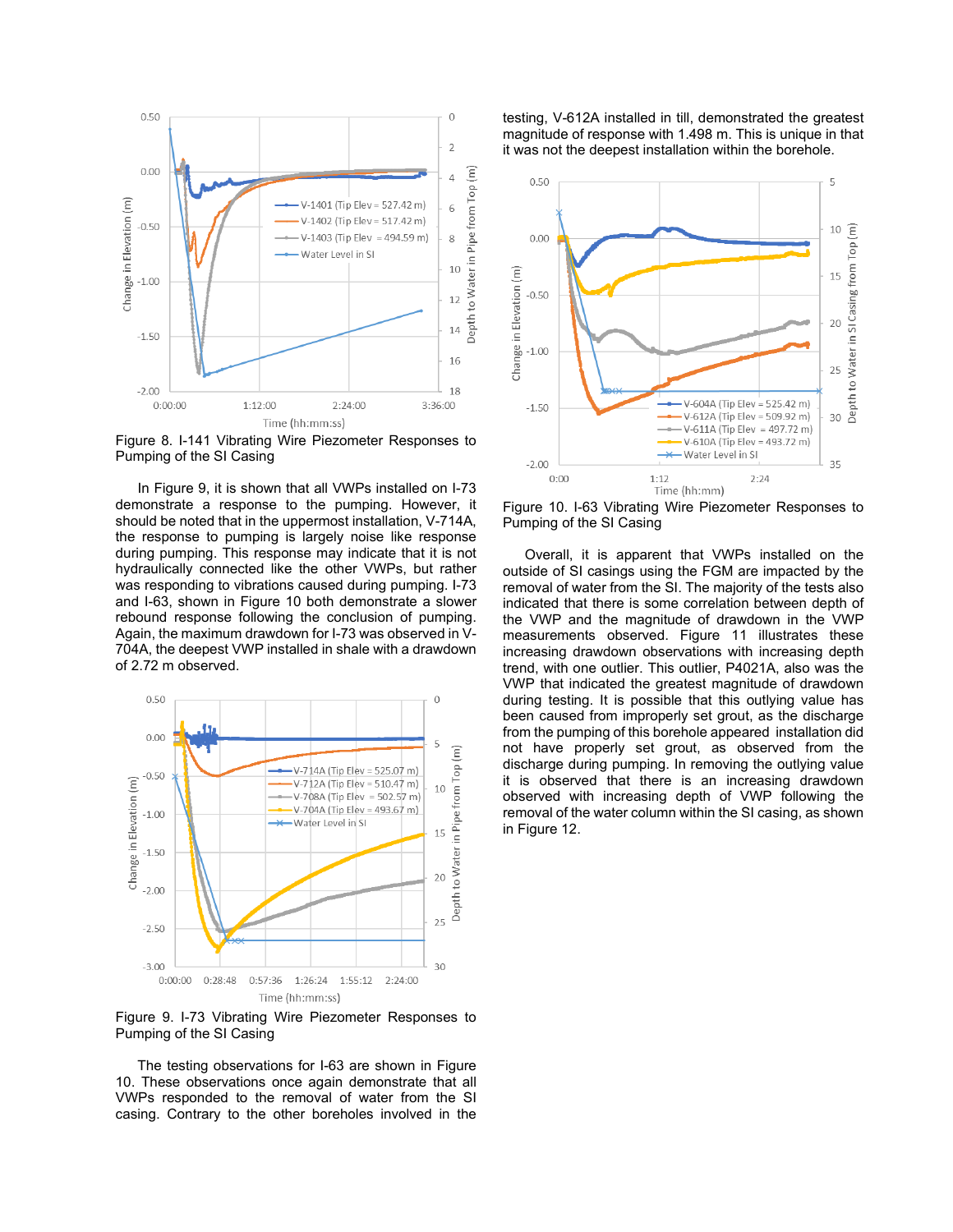Figure 8. I-141 Vibrating Wire Piezometer Responses to Pumping of the SI Casing

In Figure 9, it is shown that all VWPs installed on I-73 demonstrate a response to the pumping. However, it should be noted that in the uppermost installation, V-714A, the response to pumping is largely noise like response during pumping. This response may indicate that it is not hydraulically connected like the other VWPs, but rather was responding to vibrations caused during pumping. I-73 and I-63, shown in Figure 10 both demonstrate a slower rebound response following the conclusion of pumping. Again, the maximum drawdown for I-73 was observed in V-704A, the deepest VWP installed in shale with a drawdown of 2.72 m observed.

Figure 9. I-73 Vibrating Wire Piezometer Responses to Pumping of the SI Casing

The testing observations for I-63 are shown in Figure 10. These observations once again demonstrate that all VWPs responded to the removal of water from the SI casing. Contrary to the other boreholes involved in the testing, V-612A installed in till, demonstrated the greatest magnitude of response with 1.498 m. This is unique in that it was not the deepest installation within the borehole.

Figure 10. I-63 Vibrating Wire Piezometer Responses to Pumping of the SI Casing

Overall, it is apparent that VWPs installed on the outside of SI casings using the FGM are impacted by the removal of water from the SI. The majority of the tests also indicated that there is some correlation between depth of the VWP and the magnitude of drawdown in the VWP measurements observed. Figure 11 illustrates these increasing drawdown observations with increasing depth trend, with one outlier. This outlier, P4021A, also was the VWP that indicated the greatest magnitude of drawdown during testing. It is possible that this outlying value has been caused from improperly set grout, as the discharge from the pumping of this borehole appeared installation did not have properly set grout, as observed from the discharge during pumping. In removing the outlying value it is observed that there is an increasing drawdown observed with increasing depth of VWP following the removal of the water column within the SI casing, as shown in Figure 12.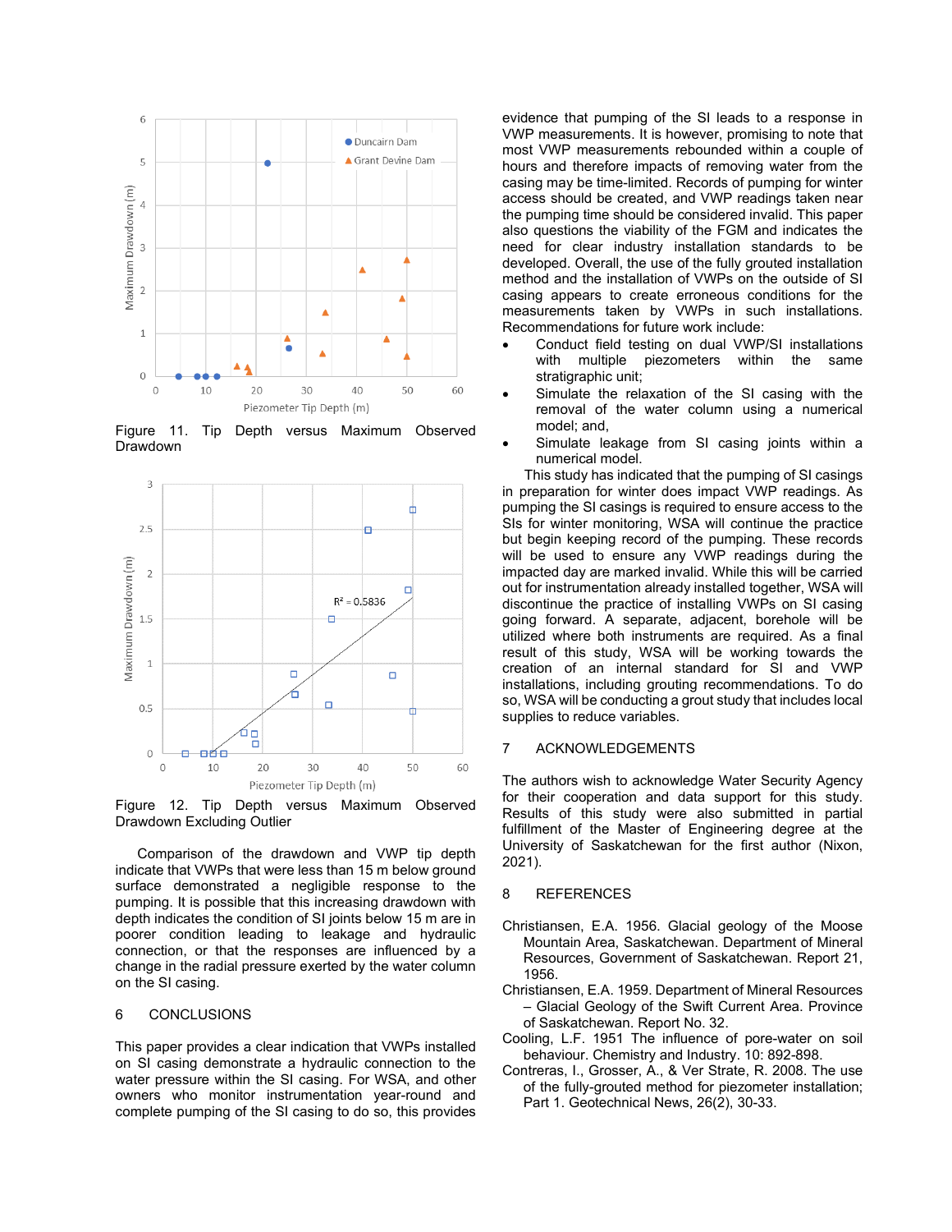Figure 11. Tip Depth versus Maximum Observed Drawdown

Figure 12. Tip Depth versus Maximum Observed Drawdown Excluding Outlier

Comparison of the drawdown and VWP tip depth indicate that VWPs that were less than 15 m below ground surface demonstrated a negligible response to the pumping. It is possible that this increasing drawdown with depth indicates the condition of SI joints below 15 m are in poorer condition leading to leakage and hydraulic connection, or that the responses are influenced by a change in the radial pressure exerted by the water column on the SI casing.

## 6 CONCLUSIONS

This paper provides a clear indication that VWPs installed on SI casing demonstrate a hydraulic connection to the water pressure within the SI casing. For WSA, and other owners who monitor instrumentation year-round and complete pumping of the SI casing to do so, this provides evidence that pumping of the SI leads to a response in VWP measurements. It is however, promising to note that most VWP measurements rebounded within a couple of hours and therefore impacts of removing water from the casing may be time-limited. Records of pumping for winter access should be created, and VWP readings taken near the pumping time should be considered invalid. This paper also questions the viability of the FGM and indicates the need for clear industry installation standards to be developed. Overall, the use of the fully grouted installation method and the installation of VWPs on the outside of SI casing appears to create erroneous conditions for the measurements taken by VWPs in such installations. Recommendations for future work include:

- Conduct field testing on dual VWP/SI installations with multiple piezometers within the same stratigraphic unit;
- Simulate the relaxation of the SI casing with the removal of the water column using a numerical model; and,
- Simulate leakage from SI casing joints within a numerical model.

This study has indicated that the pumping of SI casings in preparation for winter does impact VWP readings. As pumping the SI casings is required to ensure access to the SIs for winter monitoring, WSA will continue the practice but begin keeping record of the pumping. These records will be used to ensure any VWP readings during the impacted day are marked invalid. While this will be carried out for instrumentation already installed together, WSA will discontinue the practice of installing VWPs on SI casing going forward. A separate, adjacent, borehole will be utilized where both instruments are required. As a final result of this study, WSA will be working towards the creation of an internal standard for SI and VWP installations, including grouting recommendations. To do so, WSA will be conducting a grout study that includes local supplies to reduce variables.

## 7 ACKNOWLEDGEMENTS

The authors wish to acknowledge Water Security Agency for their cooperation and data support for this study. Results of this study were also submitted in partial fulfillment of the Master of Engineering degree at the University of Saskatchewan for the first author (Nixon, 2021).

## 8 REFERENCES

Christiansen, E.A. 1956. Glacial geology of the Moose Mountain Area, Saskatchewan. Department of Mineral Resources, Government of Saskatchewan. Report 21, 1956.

Christiansen, E.A. 1959. Department of Mineral Resources – Glacial Geology of the Swift Current Area. Province of Saskatchewan. Report No. 32.

Cooling, L.F. 1951 The influence of pore-water on soil behaviour. Chemistry and Industry. 10: 892-898.

Contreras, I., Grosser, A., & Ver Strate, R. 2008. The use of the fully-grouted method for piezometer installation; Part 1. Geotechnical News, 26(2), 30-33.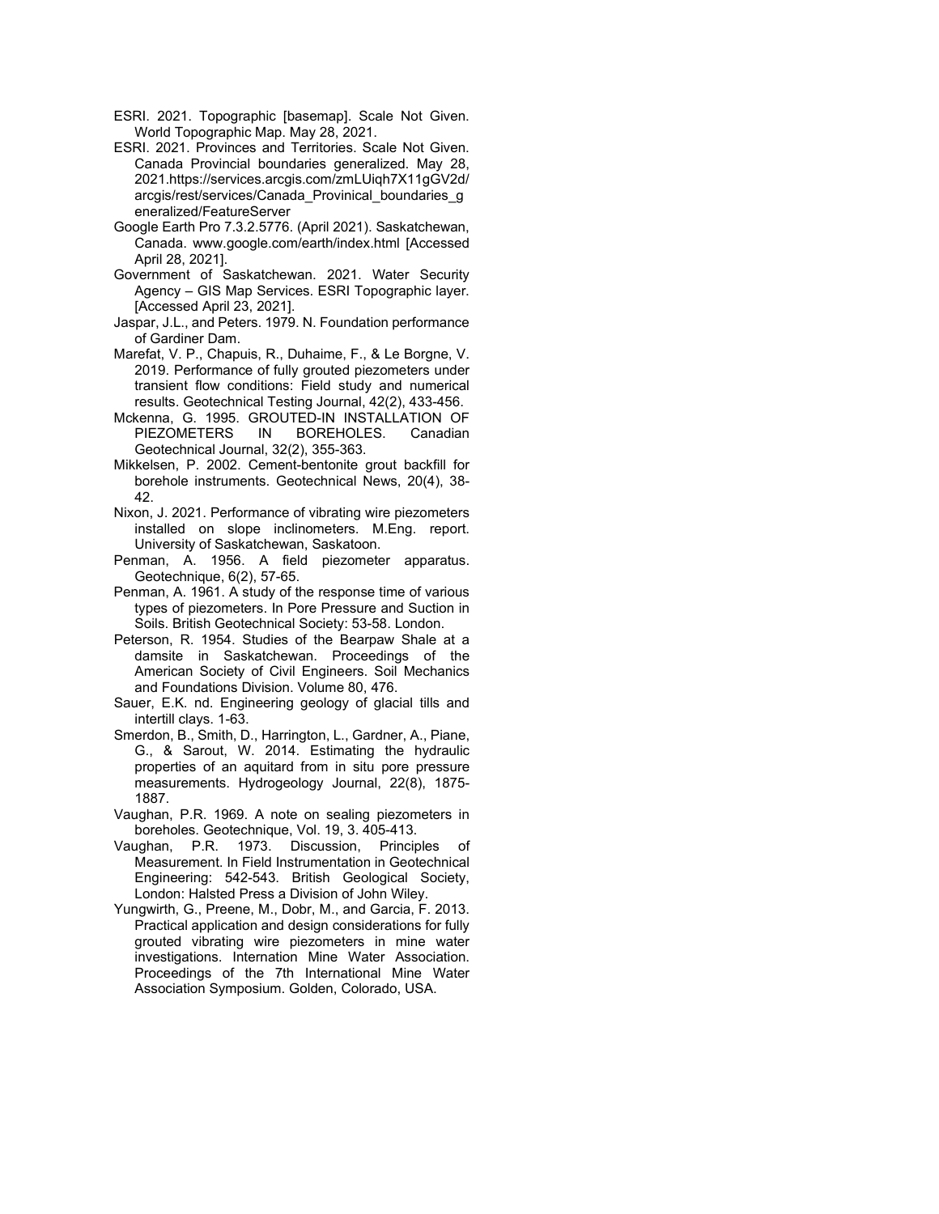ESRI. 2021. Topographic [basemap]. Scale Not Given. World Topographic Map. May 28, 2021.

ESRI. 2021. Provinces and Territories. Scale Not Given. Canada Provincial boundaries generalized. May 28, 2021.https://services.arcgis.com/zmLUiqh7X11gGV2d/arcgis/rest/services/Canada_Provinical_boundaries_generalized/FeatureServer

Google Earth Pro 7.3.2.5776. (April 2021). Saskatchewan, Canada. www.google.com/earth/index.html [Accessed April 28, 2021].

Government of Saskatchewan. 2021. Water Security Agency – GIS Map Services. ESRI Topographic layer. [Accessed April 23, 2021].

Jaspar, J.L., and Peters. 1979. N. Foundation performance of Gardiner Dam.

Marefat, V. P., Chapuis, R., Duhaime, F., & Le Borgne, V. 2019. Performance of fully grouted piezometers under transient flow conditions: Field study and numerical results. Geotechnical Testing Journal, 42(2), 433-456.

Mckenna, G. 1995. GROUTED-IN INSTALLATION OF PIEZOMETERS IN BOREHOLES. Canadian Geotechnical Journal, 32(2), 355-363.

Mikkelsen, P. 2002. Cement-bentonite grout backfill for borehole instruments. Geotechnical News, 20(4), 38-42.

Nixon, J. 2021. Performance of vibrating wire piezometers installed on slope inclinometers. M.Eng. report. University of Saskatchewan, Saskatoon.

Penman, A. 1956. A field piezometer apparatus. Geotechnique, 6(2), 57-65.

Penman, A. 1961. A study of the response time of various types of piezometers. In Pore Pressure and Suction in Soils. British Geotechnical Society: 53-58. London.

Peterson, R. 1954. Studies of the Bearpaw Shale at a damsite in Saskatchewan. Proceedings of the American Society of Civil Engineers. Soil Mechanics and Foundations Division. Volume 80, 476.

Sauer, E.K. nd. Engineering geology of glacial tills and intertill clays. 1-63.

Smerdon, B., Smith, D., Harrington, L., Gardner, A., Piane, G., & Sarout, W. 2014. Estimating the hydraulic properties of an aquitard from in situ pore pressure measurements. Hydrogeology Journal, 22(8), 1875-1887.

Vaughan, P.R. 1969. A note on sealing piezometers in boreholes. Geotechnique, Vol. 19, 3. 405-413.

Vaughan, P.R. 1973. Discussion, Principles of Measurement. In Field Instrumentation in Geotechnical Engineering: 542-543. British Geological Society, London: Halsted Press a Division of John Wiley.

Yungwirth, G., Preene, M., Dobr, M., and Garcia, F. 2013. Practical application and design considerations for fully grouted vibrating wire piezometers in mine water investigations. Internation Mine Water Association. Proceedings of the 7th International Mine Water Association Symposium. Golden, Colorado, USA.